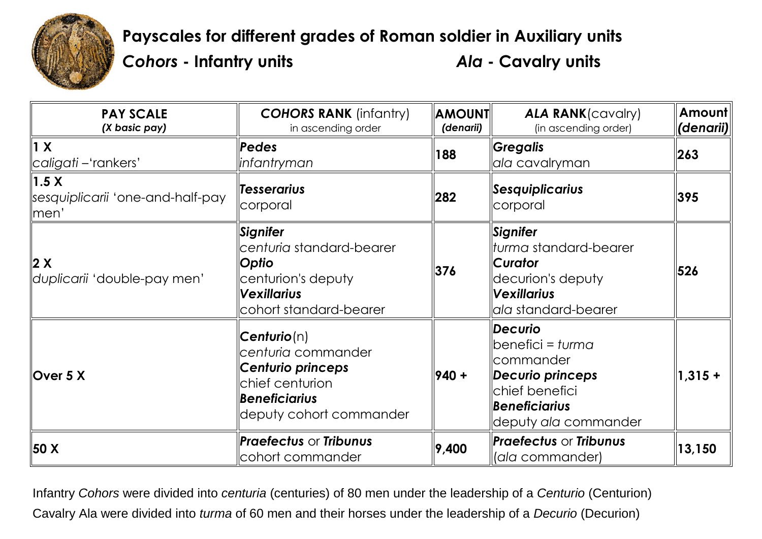# Payscales for different grades of Roman soldier in Auxiliary units

## *Cohors* - Infantry units &nbsp;&nbsp;&nbsp;&nbsp;&nbsp;&nbsp;&nbsp;&nbsp; *Ala* - Cavalry units

| **PAY SCALE** ***(X basic pay)*** | ***COHORS* RANK** (infantry) in ascending order | **AMOUNT** ***(denarii)*** | ***ALA* RANK**(cavalry) (in ascending order) | **Amount** ***(denarii)*** |
|---|---|---|---|---|
| **1 X** *caligati* –'rankers' | ***Pedes*** *infantryman* | **188** | ***Gregalis*** *ala* cavalryman | **263** |
| **1.5 X** *sesquiplicarii* 'one-and-half-pay men' | ***Tesserarius*** corporal | **282** | ***Sesquiplicarius*** corporal | **395** |
| **2 X** *duplicarii* 'double-pay men' | ***Signifer*** *centuria* standard-bearer ***Optio*** centurion's deputy ***Vexillarius*** cohort standard-bearer | **376** | ***Signifer*** *turma* standard-bearer ***Curator*** decurion's deputy ***Vexillarius*** *ala* standard-bearer | **526** |
| **Over 5 X** | ***Centurio***(n) *centuria* commander ***Centurio princeps*** chief centurion ***Beneficiarius*** deputy cohort commander | **940 +** | ***Decurio*** benefici = *turma* commander ***Decurio princeps*** chief benefici ***Beneficiarius*** deputy *ala* commander | **1,315 +** |
| **50 X** | ***Praefectus*** or ***Tribunus*** cohort commander | **9,400** | ***Praefectus*** or ***Tribunus*** (*ala* commander) | **13,150** |

Infantry *Cohors* were divided into *centuria* (centuries) of 80 men under the leadership of a *Centurio* (Centurion)

Cavalry Ala were divided into *turma* of 60 men and their horses under the leadership of a *Decurio* (Decurion)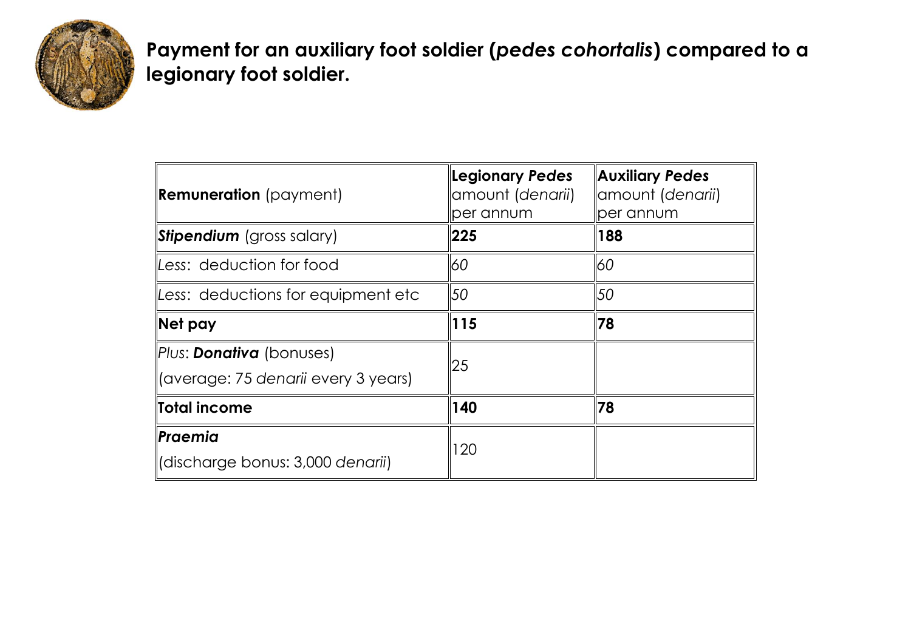## Payment for an auxiliary foot soldier (*pedes cohortalis*) compared to a legionary foot soldier.

| **Remuneration** (payment) | **Legionary *Pedes*** amount (*denarii*) per annum | **Auxiliary *Pedes*** amount (*denarii*) per annum |
|---|---|---|
| ***Stipendium*** (gross salary) | **225** | **188** |
| *Less*: deduction for food | *60* | *60* |
| *Less*: deductions for equipment etc | *50* | *50* |
| **Net pay** | **115** | **78** |
| *Plus*: ***Donativa*** (bonuses) (average: 75 *denarii* every 3 years) | 25 | |
| **Total income** | **140** | **78** |
| ***Praemia*** (discharge bonus: 3,000 *denarii*) | 120 | |